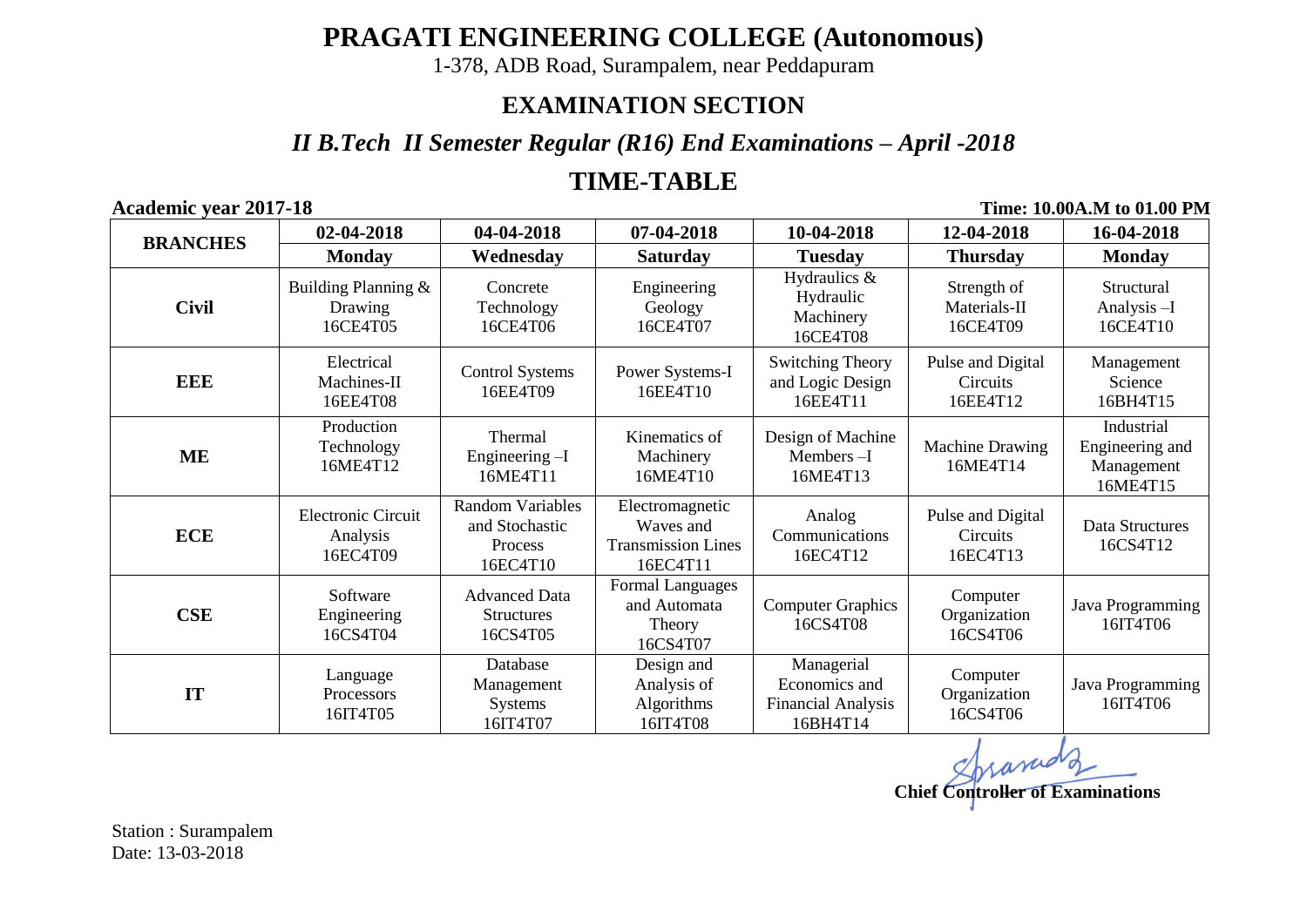# PRAGATI ENGINEERING COLLEGE (Autonomous)

1-378, ADB Road, Surampalem, near Peddapuram

## EXAMINATION SECTION

### *II B.Tech II Semester Regular (R16) End Examinations – April -2018*

## TIME-TABLE

**Academic year 2017-18** **Time: 10.00A.M to 01.00 PM**

| BRANCHES | 02-04-2018 | 04-04-2018 | 07-04-2018 | 10-04-2018 | 12-04-2018 | 16-04-2018 |
|---|---|---|---|---|---|---|
| | **Monday** | **Wednesday** | **Saturday** | **Tuesday** | **Thursday** | **Monday** |
| **Civil** | Building Planning & Drawing 16CE4T05 | Concrete Technology 16CE4T06 | Engineering Geology 16CE4T07 | Hydraulics & Hydraulic Machinery 16CE4T08 | Strength of Materials-II 16CE4T09 | Structural Analysis –I 16CE4T10 |
| **EEE** | Electrical Machines-II 16EE4T08 | Control Systems 16EE4T09 | Power Systems-I 16EE4T10 | Switching Theory and Logic Design 16EE4T11 | Pulse and Digital Circuits 16EE4T12 | Management Science 16BH4T15 |
| **ME** | Production Technology 16ME4T12 | Thermal Engineering –I 16ME4T11 | Kinematics of Machinery 16ME4T10 | Design of Machine Members –I 16ME4T13 | Machine Drawing 16ME4T14 | Industrial Engineering and Management 16ME4T15 |
| **ECE** | Electronic Circuit Analysis 16EC4T09 | Random Variables and Stochastic Process 16EC4T10 | Electromagnetic Waves and Transmission Lines 16EC4T11 | Analog Communications 16EC4T12 | Pulse and Digital Circuits 16EC4T13 | Data Structures 16CS4T12 |
| **CSE** | Software Engineering 16CS4T04 | Advanced Data Structures 16CS4T05 | Formal Languages and Automata Theory 16CS4T07 | Computer Graphics 16CS4T08 | Computer Organization 16CS4T06 | Java Programming 16IT4T06 |
| **IT** | Language Processors 16IT4T05 | Database Management Systems 16IT4T07 | Design and Analysis of Algorithms 16IT4T08 | Managerial Economics and Financial Analysis 16BH4T14 | Computer Organization 16CS4T06 | Java Programming 16IT4T06 |

**Chief Controller of Examinations**

Station : Surampalem
Date: 13-03-2018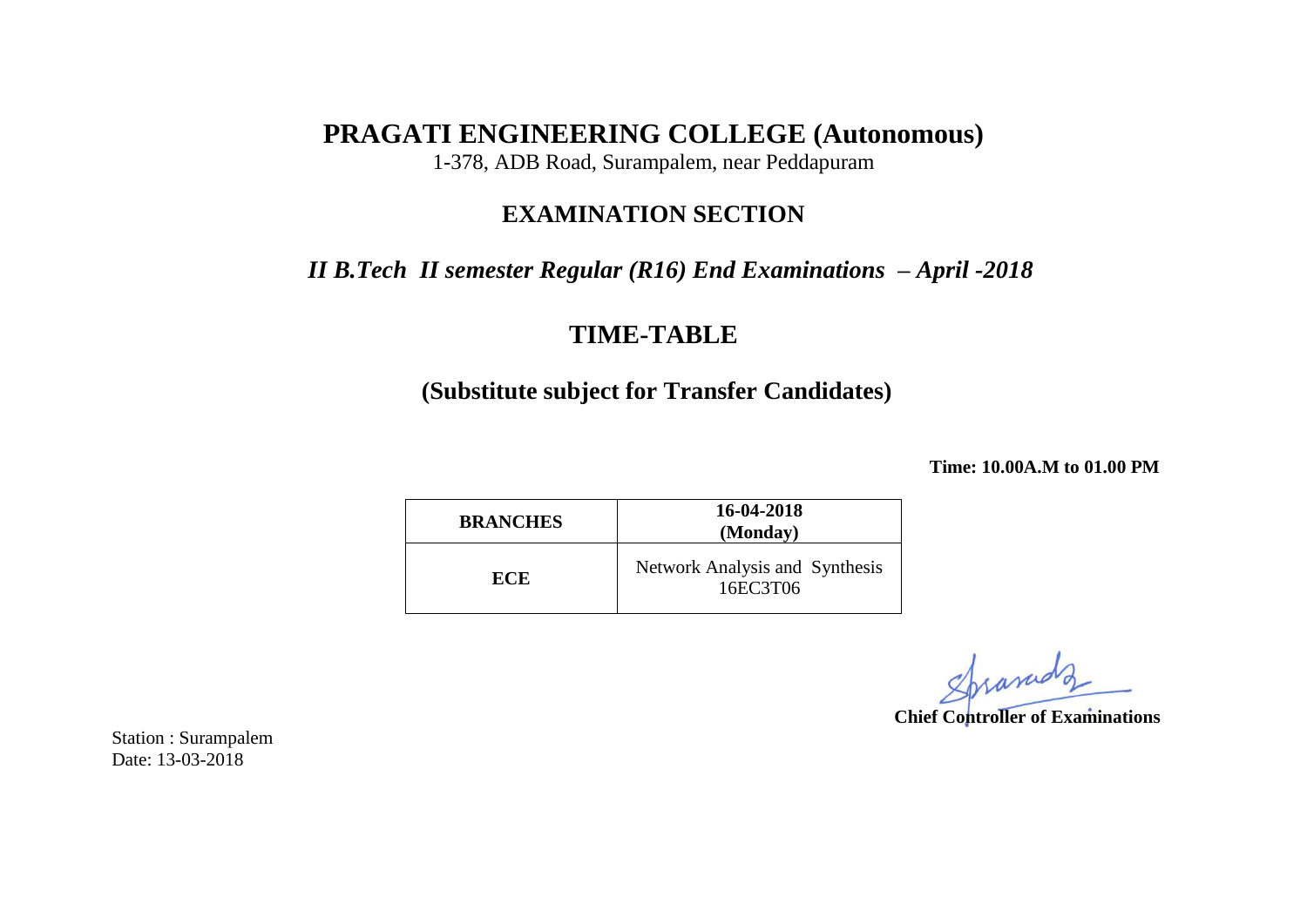# PRAGATI ENGINEERING COLLEGE (Autonomous)

1-378, ADB Road, Surampalem, near Peddapuram

## EXAMINATION SECTION

***II B.Tech II semester Regular (R16) End Examinations – April -2018***

## TIME-TABLE

### (Substitute subject for Transfer Candidates)

**Time: 10.00A.M to 01.00 PM**

| **BRANCHES** | **16-04-2018 (Monday)** |
|---|---|
| **ECE** | Network Analysis and Synthesis 16EC3T06 |

**Chief Controller of Examinations**

Station : Surampalem
Date: 13-03-2018